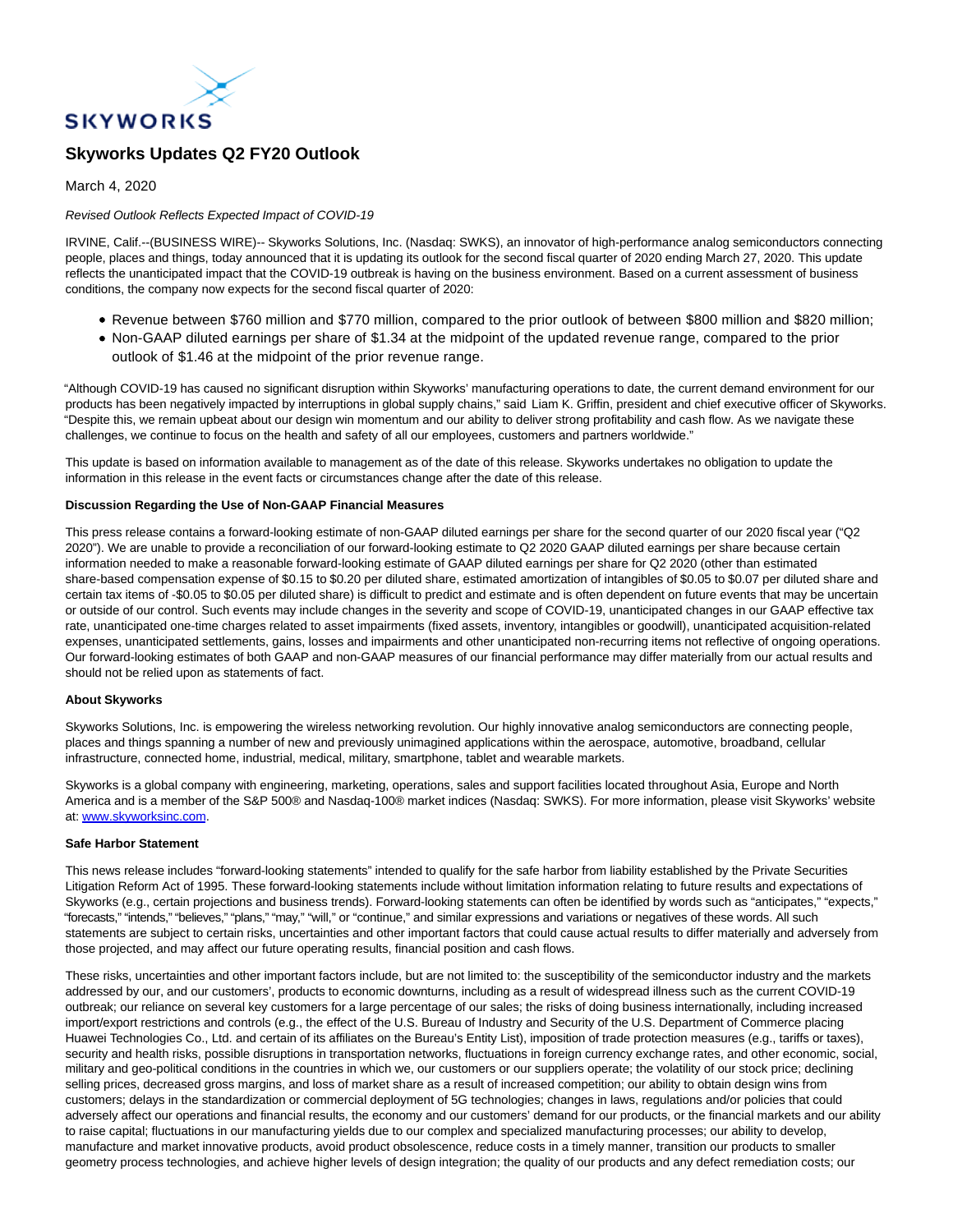SKYWORKS

# Skyworks Updates Q2 FY20 Outlook

March 4, 2020

*Revised Outlook Reflects Expected Impact of COVID-19*

IRVINE, Calif.--(BUSINESS WIRE)-- Skyworks Solutions, Inc. (Nasdaq: SWKS), an innovator of high-performance analog semiconductors connecting people, places and things, today announced that it is updating its outlook for the second fiscal quarter of 2020 ending March 27, 2020. This update reflects the unanticipated impact that the COVID-19 outbreak is having on the business environment. Based on a current assessment of business conditions, the company now expects for the second fiscal quarter of 2020:

- Revenue between $760 million and $770 million, compared to the prior outlook of between $800 million and $820 million;
- Non-GAAP diluted earnings per share of $1.34 at the midpoint of the updated revenue range, compared to the prior outlook of $1.46 at the midpoint of the prior revenue range.

"Although COVID-19 has caused no significant disruption within Skyworks' manufacturing operations to date, the current demand environment for our products has been negatively impacted by interruptions in global supply chains," said Liam K. Griffin, president and chief executive officer of Skyworks. "Despite this, we remain upbeat about our design win momentum and our ability to deliver strong profitability and cash flow. As we navigate these challenges, we continue to focus on the health and safety of all our employees, customers and partners worldwide."

This update is based on information available to management as of the date of this release. Skyworks undertakes no obligation to update the information in this release in the event facts or circumstances change after the date of this release.

**Discussion Regarding the Use of Non-GAAP Financial Measures**

This press release contains a forward-looking estimate of non-GAAP diluted earnings per share for the second quarter of our 2020 fiscal year ("Q2 2020"). We are unable to provide a reconciliation of our forward-looking estimate to Q2 2020 GAAP diluted earnings per share because certain information needed to make a reasonable forward-looking estimate of GAAP diluted earnings per share for Q2 2020 (other than estimated share-based compensation expense of $0.15 to $0.20 per diluted share, estimated amortization of intangibles of $0.05 to $0.07 per diluted share and certain tax items of -$0.05 to $0.05 per diluted share) is difficult to predict and estimate and is often dependent on future events that may be uncertain or outside of our control. Such events may include changes in the severity and scope of COVID-19, unanticipated changes in our GAAP effective tax rate, unanticipated one-time charges related to asset impairments (fixed assets, inventory, intangibles or goodwill), unanticipated acquisition-related expenses, unanticipated settlements, gains, losses and impairments and other unanticipated non-recurring items not reflective of ongoing operations. Our forward-looking estimates of both GAAP and non-GAAP measures of our financial performance may differ materially from our actual results and should not be relied upon as statements of fact.

**About Skyworks**

Skyworks Solutions, Inc. is empowering the wireless networking revolution. Our highly innovative analog semiconductors are connecting people, places and things spanning a number of new and previously unimagined applications within the aerospace, automotive, broadband, cellular infrastructure, connected home, industrial, medical, military, smartphone, tablet and wearable markets.

Skyworks is a global company with engineering, marketing, operations, sales and support facilities located throughout Asia, Europe and North America and is a member of the S&P 500® and Nasdaq-100® market indices (Nasdaq: SWKS). For more information, please visit Skyworks' website at: www.skyworksinc.com.

**Safe Harbor Statement**

This news release includes "forward-looking statements" intended to qualify for the safe harbor from liability established by the Private Securities Litigation Reform Act of 1995. These forward-looking statements include without limitation information relating to future results and expectations of Skyworks (e.g., certain projections and business trends). Forward-looking statements can often be identified by words such as "anticipates," "expects," "forecasts," "intends," "believes," "plans," "may," "will," or "continue," and similar expressions and variations or negatives of these words. All such statements are subject to certain risks, uncertainties and other important factors that could cause actual results to differ materially and adversely from those projected, and may affect our future operating results, financial position and cash flows.

These risks, uncertainties and other important factors include, but are not limited to: the susceptibility of the semiconductor industry and the markets addressed by our, and our customers', products to economic downturns, including as a result of widespread illness such as the current COVID-19 outbreak; our reliance on several key customers for a large percentage of our sales; the risks of doing business internationally, including increased import/export restrictions and controls (e.g., the effect of the U.S. Bureau of Industry and Security of the U.S. Department of Commerce placing Huawei Technologies Co., Ltd. and certain of its affiliates on the Bureau's Entity List), imposition of trade protection measures (e.g., tariffs or taxes), security and health risks, possible disruptions in transportation networks, fluctuations in foreign currency exchange rates, and other economic, social, military and geo-political conditions in the countries in which we, our customers or our suppliers operate; the volatility of our stock price; declining selling prices, decreased gross margins, and loss of market share as a result of increased competition; our ability to obtain design wins from customers; delays in the standardization or commercial deployment of 5G technologies; changes in laws, regulations and/or policies that could adversely affect our operations and financial results, the economy and our customers' demand for our products, or the financial markets and our ability to raise capital; fluctuations in our manufacturing yields due to our complex and specialized manufacturing processes; our ability to develop, manufacture and market innovative products, avoid product obsolescence, reduce costs in a timely manner, transition our products to smaller geometry process technologies, and achieve higher levels of design integration; the quality of our products and any defect remediation costs; our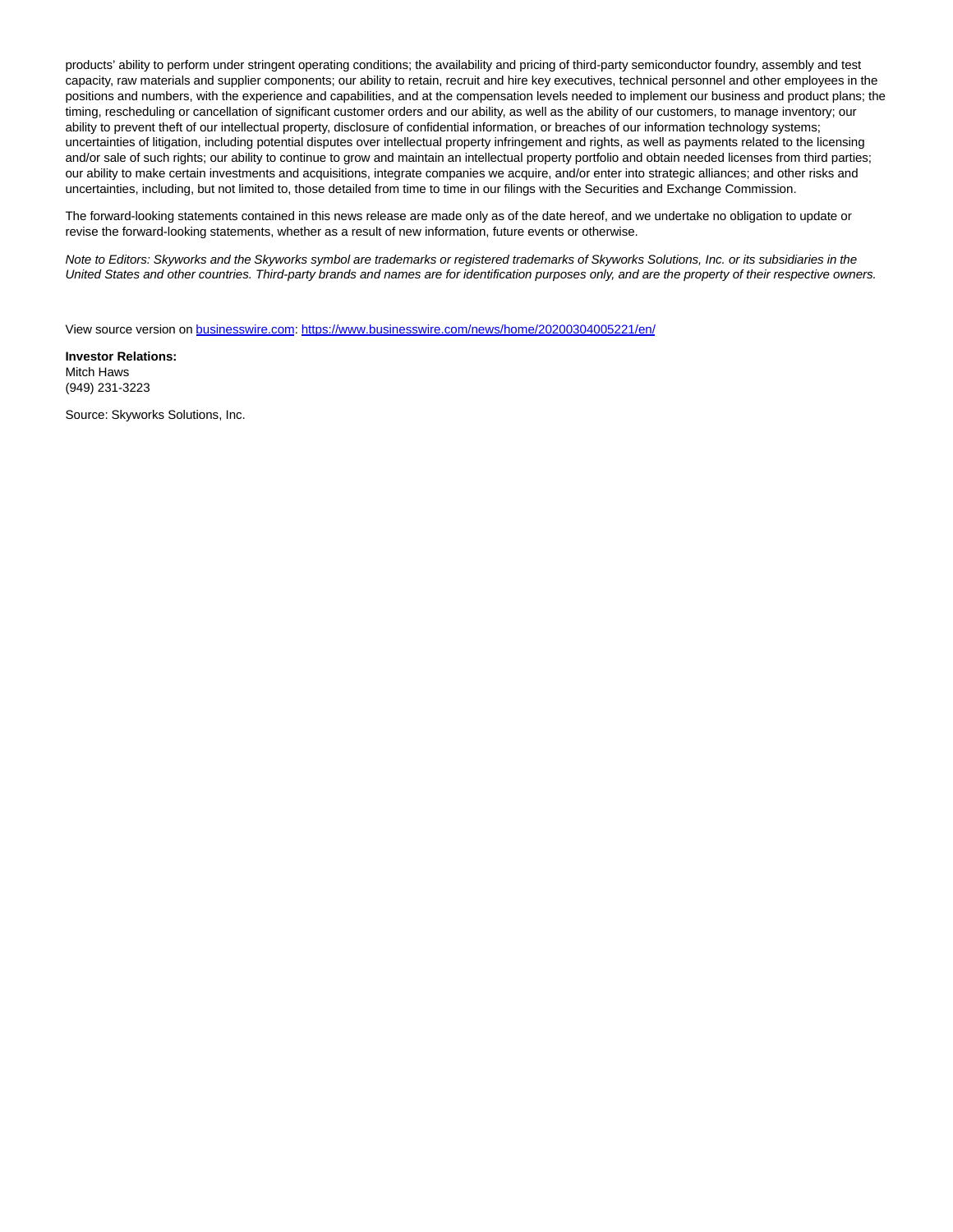products' ability to perform under stringent operating conditions; the availability and pricing of third-party semiconductor foundry, assembly and test capacity, raw materials and supplier components; our ability to retain, recruit and hire key executives, technical personnel and other employees in the positions and numbers, with the experience and capabilities, and at the compensation levels needed to implement our business and product plans; the timing, rescheduling or cancellation of significant customer orders and our ability, as well as the ability of our customers, to manage inventory; our ability to prevent theft of our intellectual property, disclosure of confidential information, or breaches of our information technology systems; uncertainties of litigation, including potential disputes over intellectual property infringement and rights, as well as payments related to the licensing and/or sale of such rights; our ability to continue to grow and maintain an intellectual property portfolio and obtain needed licenses from third parties; our ability to make certain investments and acquisitions, integrate companies we acquire, and/or enter into strategic alliances; and other risks and uncertainties, including, but not limited to, those detailed from time to time in our filings with the Securities and Exchange Commission.

The forward-looking statements contained in this news release are made only as of the date hereof, and we undertake no obligation to update or revise the forward-looking statements, whether as a result of new information, future events or otherwise.

*Note to Editors: Skyworks and the Skyworks symbol are trademarks or registered trademarks of Skyworks Solutions, Inc. or its subsidiaries in the United States and other countries. Third-party brands and names are for identification purposes only, and are the property of their respective owners.*

View source version on businesswire.com: https://www.businesswire.com/news/home/20200304005221/en/

**Investor Relations:**
Mitch Haws
(949) 231-3223

Source: Skyworks Solutions, Inc.